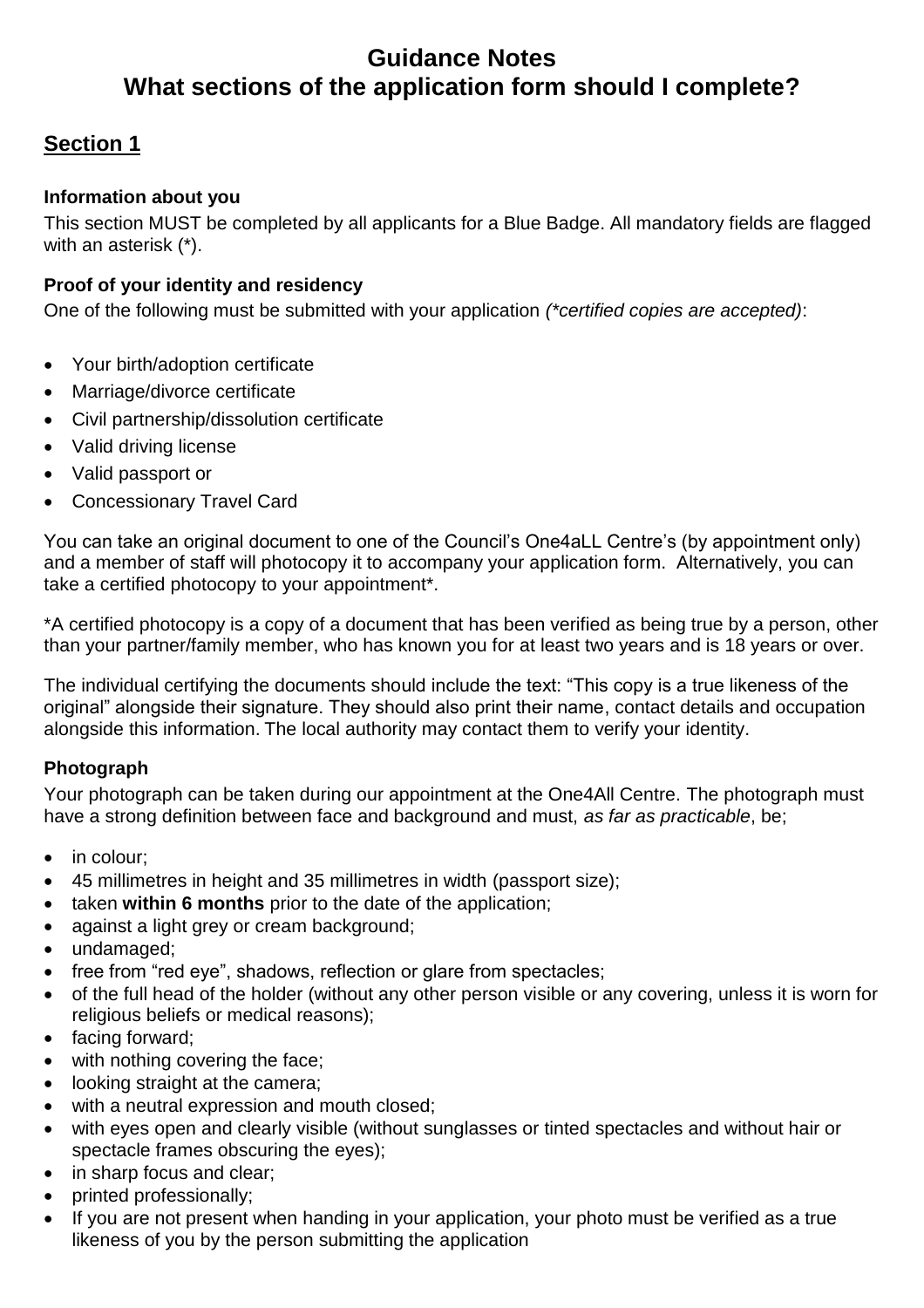# Guidance Notes
# What sections of the application form should I complete?

## Section 1

### Information about you

This section MUST be completed by all applicants for a Blue Badge. All mandatory fields are flagged with an asterisk (*).

### Proof of your identity and residency

One of the following must be submitted with your application *(*certified copies are accepted)*:

- Your birth/adoption certificate
- Marriage/divorce certificate
- Civil partnership/dissolution certificate
- Valid driving license
- Valid passport or
- Concessionary Travel Card

You can take an original document to one of the Council's One4aLL Centre's (by appointment only) and a member of staff will photocopy it to accompany your application form. Alternatively, you can take a certified photocopy to your appointment*.

*A certified photocopy is a copy of a document that has been verified as being true by a person, other than your partner/family member, who has known you for at least two years and is 18 years or over.

The individual certifying the documents should include the text: "This copy is a true likeness of the original" alongside their signature. They should also print their name, contact details and occupation alongside this information. The local authority may contact them to verify your identity.

### Photograph

Your photograph can be taken during our appointment at the One4All Centre. The photograph must have a strong definition between face and background and must, *as far as practicable*, be;

- in colour;
- 45 millimetres in height and 35 millimetres in width (passport size);
- taken **within 6 months** prior to the date of the application;
- against a light grey or cream background;
- undamaged;
- free from "red eye", shadows, reflection or glare from spectacles;
- of the full head of the holder (without any other person visible or any covering, unless it is worn for religious beliefs or medical reasons);
- facing forward;
- with nothing covering the face;
- looking straight at the camera;
- with a neutral expression and mouth closed;
- with eyes open and clearly visible (without sunglasses or tinted spectacles and without hair or spectacle frames obscuring the eyes);
- in sharp focus and clear;
- printed professionally;
- If you are not present when handing in your application, your photo must be verified as a true likeness of you by the person submitting the application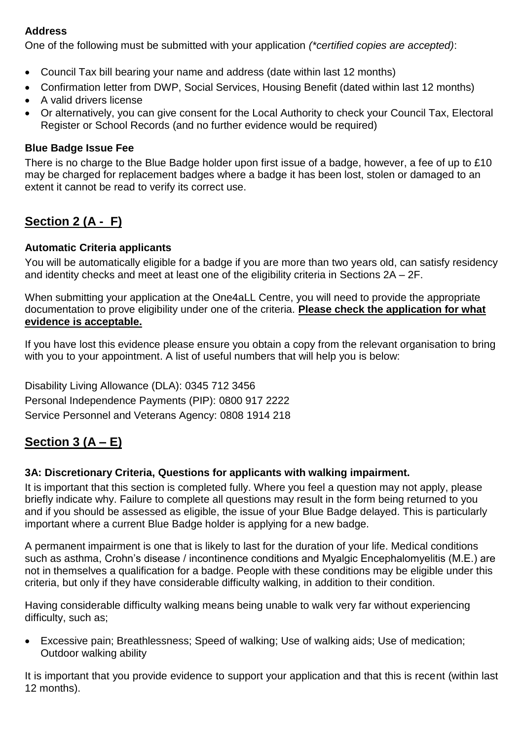**Address**

One of the following must be submitted with your application *(\*certified copies are accepted)*:

- Council Tax bill bearing your name and address (date within last 12 months)
- Confirmation letter from DWP, Social Services, Housing Benefit (dated within last 12 months)
- A valid drivers license
- Or alternatively, you can give consent for the Local Authority to check your Council Tax, Electoral Register or School Records (and no further evidence would be required)

**Blue Badge Issue Fee**

There is no charge to the Blue Badge holder upon first issue of a badge, however, a fee of up to £10 may be charged for replacement badges where a badge it has been lost, stolen or damaged to an extent it cannot be read to verify its correct use.

## Section 2 (A - F)

**Automatic Criteria applicants**

You will be automatically eligible for a badge if you are more than two years old, can satisfy residency and identity checks and meet at least one of the eligibility criteria in Sections 2A – 2F.

When submitting your application at the One4aLL Centre, you will need to provide the appropriate documentation to prove eligibility under one of the criteria. **Please check the application for what evidence is acceptable.**

If you have lost this evidence please ensure you obtain a copy from the relevant organisation to bring with you to your appointment. A list of useful numbers that will help you is below:

Disability Living Allowance (DLA): 0345 712 3456
Personal Independence Payments (PIP): 0800 917 2222
Service Personnel and Veterans Agency: 0808 1914 218

## Section 3 (A – E)

**3A: Discretionary Criteria, Questions for applicants with walking impairment.**

It is important that this section is completed fully. Where you feel a question may not apply, please briefly indicate why. Failure to complete all questions may result in the form being returned to you and if you should be assessed as eligible, the issue of your Blue Badge delayed. This is particularly important where a current Blue Badge holder is applying for a new badge.

A permanent impairment is one that is likely to last for the duration of your life. Medical conditions such as asthma, Crohn's disease / incontinence conditions and Myalgic Encephalomyelitis (M.E.) are not in themselves a qualification for a badge. People with these conditions may be eligible under this criteria, but only if they have considerable difficulty walking, in addition to their condition.

Having considerable difficulty walking means being unable to walk very far without experiencing difficulty, such as;

- Excessive pain; Breathlessness; Speed of walking; Use of walking aids; Use of medication; Outdoor walking ability

It is important that you provide evidence to support your application and that this is recent (within last 12 months).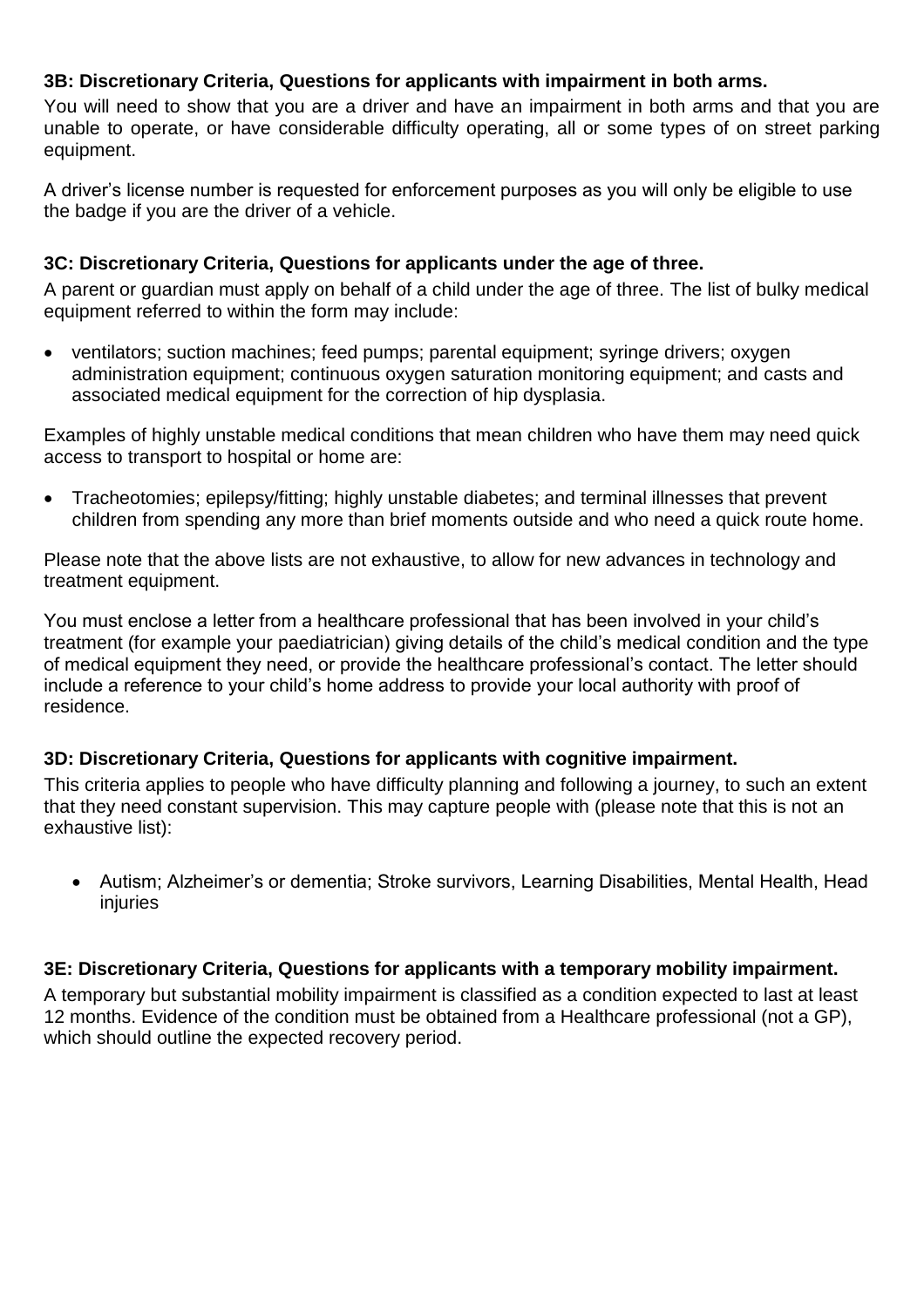**3B: Discretionary Criteria, Questions for applicants with impairment in both arms.**

You will need to show that you are a driver and have an impairment in both arms and that you are unable to operate, or have considerable difficulty operating, all or some types of on street parking equipment.

A driver's license number is requested for enforcement purposes as you will only be eligible to use the badge if you are the driver of a vehicle.

**3C: Discretionary Criteria, Questions for applicants under the age of three.**

A parent or guardian must apply on behalf of a child under the age of three. The list of bulky medical equipment referred to within the form may include:

- ventilators; suction machines; feed pumps; parental equipment; syringe drivers; oxygen administration equipment; continuous oxygen saturation monitoring equipment; and casts and associated medical equipment for the correction of hip dysplasia.

Examples of highly unstable medical conditions that mean children who have them may need quick access to transport to hospital or home are:

- Tracheotomies; epilepsy/fitting; highly unstable diabetes; and terminal illnesses that prevent children from spending any more than brief moments outside and who need a quick route home.

Please note that the above lists are not exhaustive, to allow for new advances in technology and treatment equipment.

You must enclose a letter from a healthcare professional that has been involved in your child's treatment (for example your paediatrician) giving details of the child's medical condition and the type of medical equipment they need, or provide the healthcare professional's contact. The letter should include a reference to your child's home address to provide your local authority with proof of residence.

**3D: Discretionary Criteria, Questions for applicants with cognitive impairment.**

This criteria applies to people who have difficulty planning and following a journey, to such an extent that they need constant supervision. This may capture people with (please note that this is not an exhaustive list):

- Autism; Alzheimer's or dementia; Stroke survivors, Learning Disabilities, Mental Health, Head injuries

**3E: Discretionary Criteria, Questions for applicants with a temporary mobility impairment.**

A temporary but substantial mobility impairment is classified as a condition expected to last at least 12 months. Evidence of the condition must be obtained from a Healthcare professional (not a GP), which should outline the expected recovery period.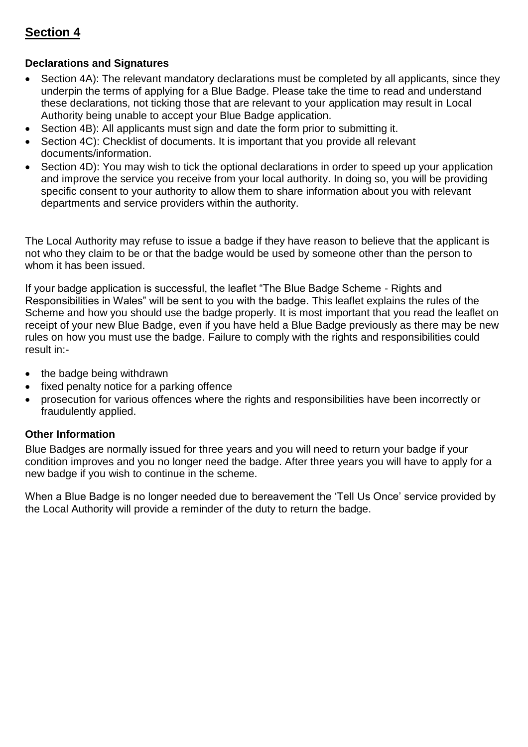## Section 4

### Declarations and Signatures

- Section 4A): The relevant mandatory declarations must be completed by all applicants, since they underpin the terms of applying for a Blue Badge. Please take the time to read and understand these declarations, not ticking those that are relevant to your application may result in Local Authority being unable to accept your Blue Badge application.
- Section 4B): All applicants must sign and date the form prior to submitting it.
- Section 4C): Checklist of documents. It is important that you provide all relevant documents/information.
- Section 4D): You may wish to tick the optional declarations in order to speed up your application and improve the service you receive from your local authority. In doing so, you will be providing specific consent to your authority to allow them to share information about you with relevant departments and service providers within the authority.

The Local Authority may refuse to issue a badge if they have reason to believe that the applicant is not who they claim to be or that the badge would be used by someone other than the person to whom it has been issued.

If your badge application is successful, the leaflet "The Blue Badge Scheme - Rights and Responsibilities in Wales" will be sent to you with the badge. This leaflet explains the rules of the Scheme and how you should use the badge properly. It is most important that you read the leaflet on receipt of your new Blue Badge, even if you have held a Blue Badge previously as there may be new rules on how you must use the badge. Failure to comply with the rights and responsibilities could result in:-

- the badge being withdrawn
- fixed penalty notice for a parking offence
- prosecution for various offences where the rights and responsibilities have been incorrectly or fraudulently applied.

### Other Information

Blue Badges are normally issued for three years and you will need to return your badge if your condition improves and you no longer need the badge. After three years you will have to apply for a new badge if you wish to continue in the scheme.

When a Blue Badge is no longer needed due to bereavement the 'Tell Us Once' service provided by the Local Authority will provide a reminder of the duty to return the badge.